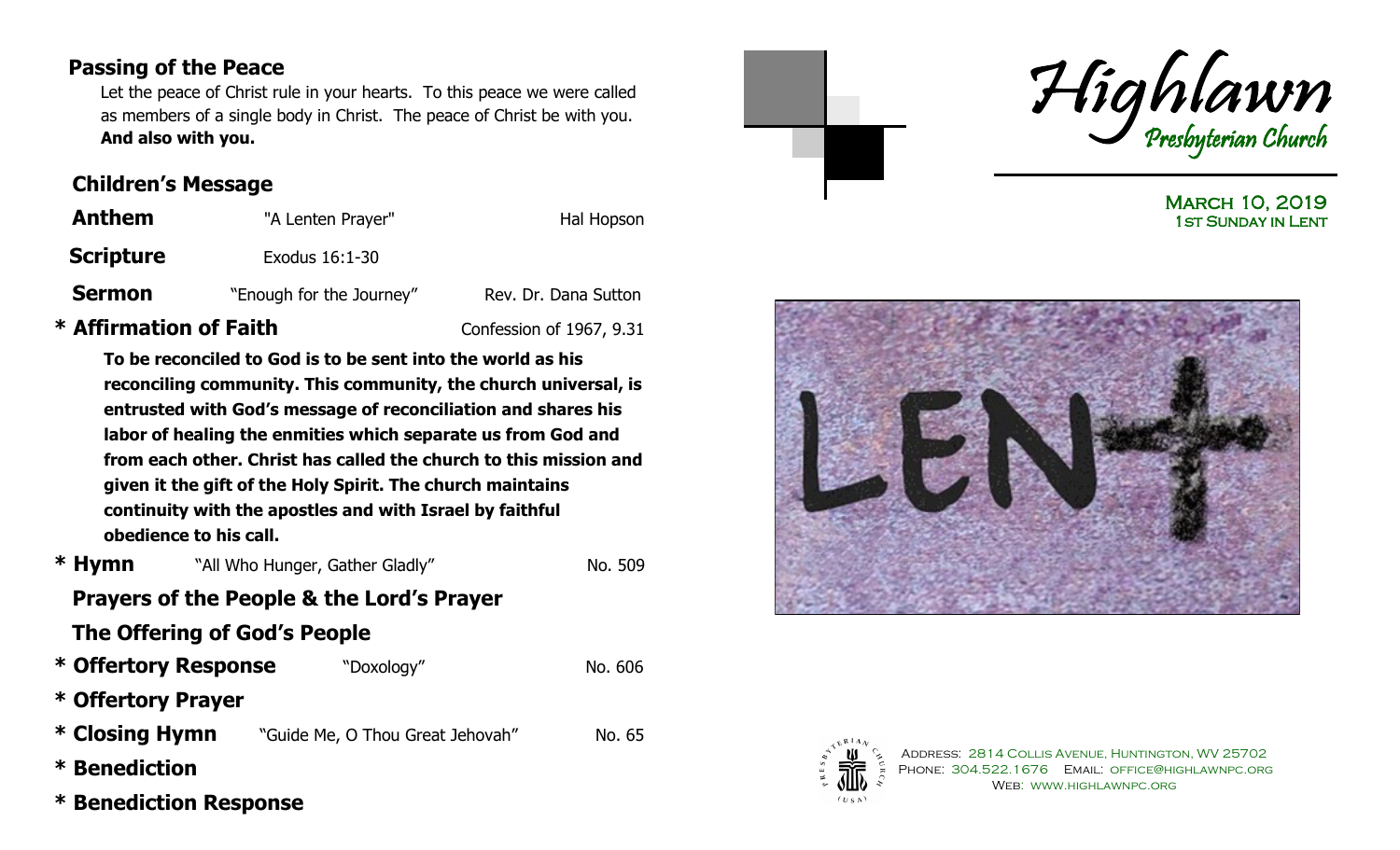## Passing of the Peace

Let the peace of Christ rule in your hearts. To this peace we were called as members of a single body in Christ. The peace of Christ be with you.
**And also with you.**

## Children's Message

**Anthem** — "A Lenten Prayer" — Hal Hopson

**Scripture** — Exodus 16:1-30

**Sermon** — "Enough for the Journey" — Rev. Dr. Dana Sutton

## * Affirmation of Faith

Confession of 1967, 9.31

**To be reconciled to God is to be sent into the world as his reconciling community. This community, the church universal, is entrusted with God's message of reconciliation and shares his labor of healing the enmities which separate us from God and from each other. Christ has called the church to this mission and given it the gift of the Holy Spirit. The church maintains continuity with the apostles and with Israel by faithful obedience to his call.**

**\* Hymn** — "All Who Hunger, Gather Gladly" — No. 509

## Prayers of the People & the Lord's Prayer

## The Offering of God's People

**\* Offertory Response** — "Doxology" — No. 606

**\* Offertory Prayer**

**\* Closing Hymn** — "Guide Me, O Thou Great Jehovah" — No. 65

**\* Benediction**

**\* Benediction Response**

# Highlawn
## Presbyterian Church

March 10, 2019
1st Sunday in Lent

LENT

Address: 2814 Collis Avenue, Huntington, WV 25702
Phone: 304.522.1676 Email: office@highlawnpc.org
Web: www.highlawnpc.org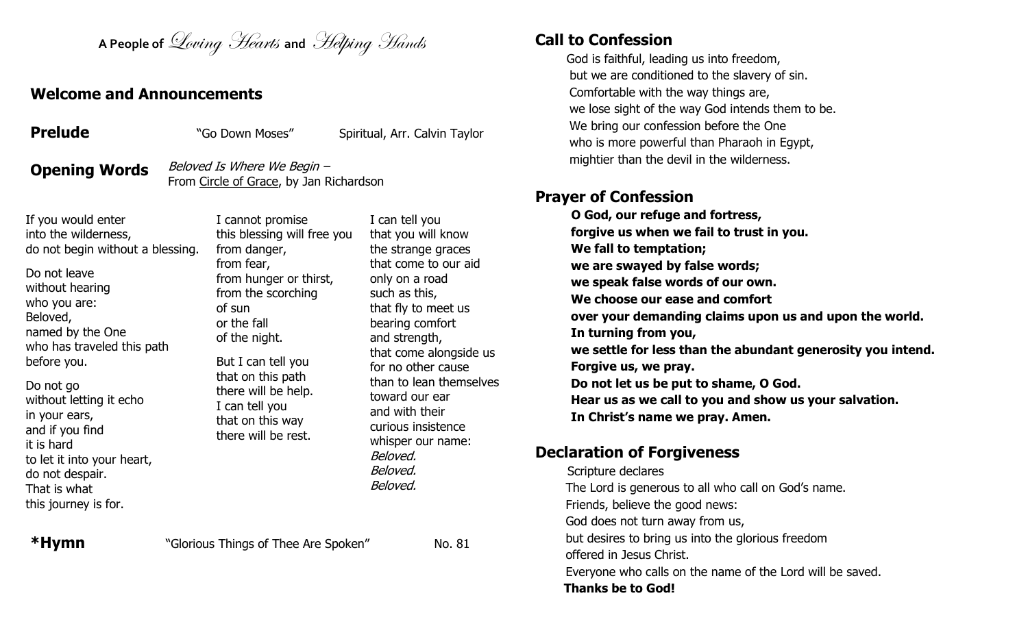A People of *Loving Hearts* and *Helping Hands*

## Welcome and Announcements

**Prelude** "Go Down Moses" Spiritual, Arr. Calvin Taylor

**Opening Words** *Beloved Is Where We Begin* –
From Circle of Grace, by Jan Richardson

If you would enter
into the wilderness,
do not begin without a blessing.

Do not leave
without hearing
who you are:
Beloved,
named by the One
who has traveled this path
before you.

Do not go
without letting it echo
in your ears,
and if you find
it is hard
to let it into your heart,
do not despair.
That is what
this journey is for.

I cannot promise
this blessing will free you
from danger,
from fear,
from hunger or thirst,
from the scorching
of sun
or the fall
of the night.

But I can tell you
that on this path
there will be help.
I can tell you
that on this way
there will be rest.

I can tell you
that you will know
the strange graces
that come to our aid
only on a road
such as this,
that fly to meet us
bearing comfort
and strength,
that come alongside us
for no other cause
than to lean themselves
toward our ear
and with their
curious insistence
whisper our name:
*Beloved.*
*Beloved.*
*Beloved.*

**\*Hymn** "Glorious Things of Thee Are Spoken" No. 81

## Call to Confession

God is faithful, leading us into freedom,
but we are conditioned to the slavery of sin.
Comfortable with the way things are,
we lose sight of the way God intends them to be.
We bring our confession before the One
who is more powerful than Pharaoh in Egypt,
mightier than the devil in the wilderness.

## Prayer of Confession

**O God, our refuge and fortress,**
**forgive us when we fail to trust in you.**
**We fall to temptation;**
**we are swayed by false words;**
**we speak false words of our own.**
**We choose our ease and comfort**
**over your demanding claims upon us and upon the world.**
**In turning from you,**
**we settle for less than the abundant generosity you intend.**
**Forgive us, we pray.**
**Do not let us be put to shame, O God.**
**Hear us as we call to you and show us your salvation.**
**In Christ's name we pray. Amen.**

## Declaration of Forgiveness

Scripture declares
The Lord is generous to all who call on God's name.
Friends, believe the good news:
God does not turn away from us,
but desires to bring us into the glorious freedom
offered in Jesus Christ.
Everyone who calls on the name of the Lord will be saved.
**Thanks be to God!**